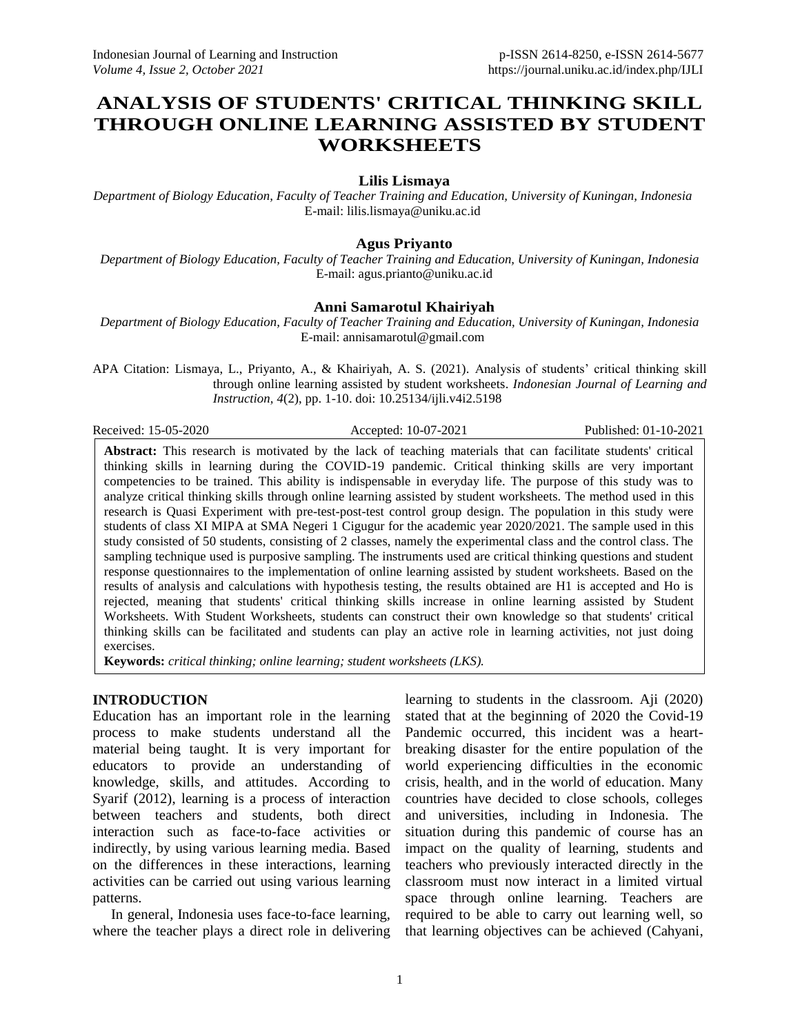# ANALYSIS OF STUDENTS' CRITICAL THINKING SKILL THROUGH ONLINE LEARNING ASSISTED BY STUDENT WORKSHEETS

**Lilis Lismaya**
*Department of Biology Education, Faculty of Teacher Training and Education, University of Kuningan, Indonesia*
E-mail: lilis.lismaya@uniku.ac.id

**Agus Priyanto**
*Department of Biology Education, Faculty of Teacher Training and Education, University of Kuningan, Indonesia*
E-mail: agus.prianto@uniku.ac.id

**Anni Samarotul Khairiyah**
*Department of Biology Education, Faculty of Teacher Training and Education, University of Kuningan, Indonesia*
E-mail: annisamarotul@gmail.com

APA Citation: Lismaya, L., Priyanto, A., & Khairiyah, A. S. (2021). Analysis of students' critical thinking skill through online learning assisted by student worksheets. *Indonesian Journal of Learning and Instruction, 4*(2), pp. 1-10. doi: 10.25134/ijli.v4i2.5198

Received: 15-05-2020 Accepted: 10-07-2021 Published: 01-10-2021

**Abstract:** This research is motivated by the lack of teaching materials that can facilitate students' critical thinking skills in learning during the COVID-19 pandemic. Critical thinking skills are very important competencies to be trained. This ability is indispensable in everyday life. The purpose of this study was to analyze critical thinking skills through online learning assisted by student worksheets. The method used in this research is Quasi Experiment with pre-test-post-test control group design. The population in this study were students of class XI MIPA at SMA Negeri 1 Cigugur for the academic year 2020/2021. The sample used in this study consisted of 50 students, consisting of 2 classes, namely the experimental class and the control class. The sampling technique used is purposive sampling. The instruments used are critical thinking questions and student response questionnaires to the implementation of online learning assisted by student worksheets. Based on the results of analysis and calculations with hypothesis testing, the results obtained are H1 is accepted and Ho is rejected, meaning that students' critical thinking skills increase in online learning assisted by Student Worksheets. With Student Worksheets, students can construct their own knowledge so that students' critical thinking skills can be facilitated and students can play an active role in learning activities, not just doing exercises.

**Keywords:** *critical thinking; online learning; student worksheets (LKS).*

## INTRODUCTION

Education has an important role in the learning process to make students understand all the material being taught. It is very important for educators to provide an understanding of knowledge, skills, and attitudes. According to Syarif (2012), learning is a process of interaction between teachers and students, both direct interaction such as face-to-face activities or indirectly, by using various learning media. Based on the differences in these interactions, learning activities can be carried out using various learning patterns.

In general, Indonesia uses face-to-face learning, where the teacher plays a direct role in delivering learning to students in the classroom. Aji (2020) stated that at the beginning of 2020 the Covid-19 Pandemic occurred, this incident was a heart-breaking disaster for the entire population of the world experiencing difficulties in the economic crisis, health, and in the world of education. Many countries have decided to close schools, colleges and universities, including in Indonesia. The situation during this pandemic of course has an impact on the quality of learning, students and teachers who previously interacted directly in the classroom must now interact in a limited virtual space through online learning. Teachers are required to be able to carry out learning well, so that learning objectives can be achieved (Cahyani,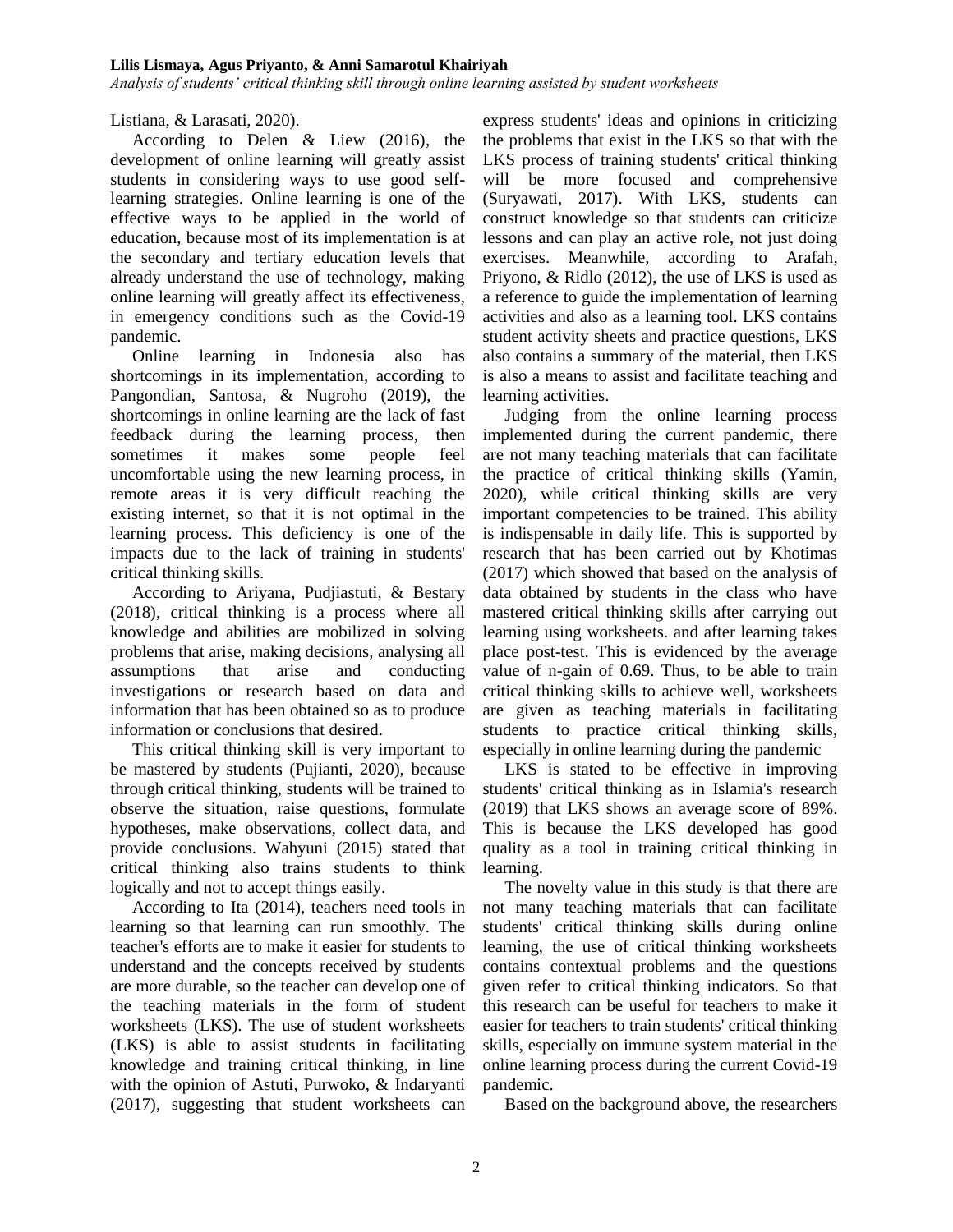Listiana, & Larasati, 2020).

According to Delen & Liew (2016), the development of online learning will greatly assist students in considering ways to use good self-learning strategies. Online learning is one of the effective ways to be applied in the world of education, because most of its implementation is at the secondary and tertiary education levels that already understand the use of technology, making online learning will greatly affect its effectiveness, in emergency conditions such as the Covid-19 pandemic.

Online learning in Indonesia also has shortcomings in its implementation, according to Pangondian, Santosa, & Nugroho (2019), the shortcomings in online learning are the lack of fast feedback during the learning process, then sometimes it makes some people feel uncomfortable using the new learning process, in remote areas it is very difficult reaching the existing internet, so that it is not optimal in the learning process. This deficiency is one of the impacts due to the lack of training in students' critical thinking skills.

According to Ariyana, Pudjiastuti, & Bestary (2018), critical thinking is a process where all knowledge and abilities are mobilized in solving problems that arise, making decisions, analysing all assumptions that arise and conducting investigations or research based on data and information that has been obtained so as to produce information or conclusions that desired.

This critical thinking skill is very important to be mastered by students (Pujianti, 2020), because through critical thinking, students will be trained to observe the situation, raise questions, formulate hypotheses, make observations, collect data, and provide conclusions. Wahyuni (2015) stated that critical thinking also trains students to think logically and not to accept things easily.

According to Ita (2014), teachers need tools in learning so that learning can run smoothly. The teacher's efforts are to make it easier for students to understand and the concepts received by students are more durable, so the teacher can develop one of the teaching materials in the form of student worksheets (LKS). The use of student worksheets (LKS) is able to assist students in facilitating knowledge and training critical thinking, in line with the opinion of Astuti, Purwoko, & Indaryanti (2017), suggesting that student worksheets can express students' ideas and opinions in criticizing the problems that exist in the LKS so that with the LKS process of training students' critical thinking will be more focused and comprehensive (Suryawati, 2017). With LKS, students can construct knowledge so that students can criticize lessons and can play an active role, not just doing exercises. Meanwhile, according to Arafah, Priyono, & Ridlo (2012), the use of LKS is used as a reference to guide the implementation of learning activities and also as a learning tool. LKS contains student activity sheets and practice questions, LKS also contains a summary of the material, then LKS is also a means to assist and facilitate teaching and learning activities.

Judging from the online learning process implemented during the current pandemic, there are not many teaching materials that can facilitate the practice of critical thinking skills (Yamin, 2020), while critical thinking skills are very important competencies to be trained. This ability is indispensable in daily life. This is supported by research that has been carried out by Khotimas (2017) which showed that based on the analysis of data obtained by students in the class who have mastered critical thinking skills after carrying out learning using worksheets. and after learning takes place post-test. This is evidenced by the average value of n-gain of 0.69. Thus, to be able to train critical thinking skills to achieve well, worksheets are given as teaching materials in facilitating students to practice critical thinking skills, especially in online learning during the pandemic

LKS is stated to be effective in improving students' critical thinking as in Islamia's research (2019) that LKS shows an average score of 89%. This is because the LKS developed has good quality as a tool in training critical thinking in learning.

The novelty value in this study is that there are not many teaching materials that can facilitate students' critical thinking skills during online learning, the use of critical thinking worksheets contains contextual problems and the questions given refer to critical thinking indicators. So that this research can be useful for teachers to make it easier for teachers to train students' critical thinking skills, especially on immune system material in the online learning process during the current Covid-19 pandemic.

Based on the background above, the researchers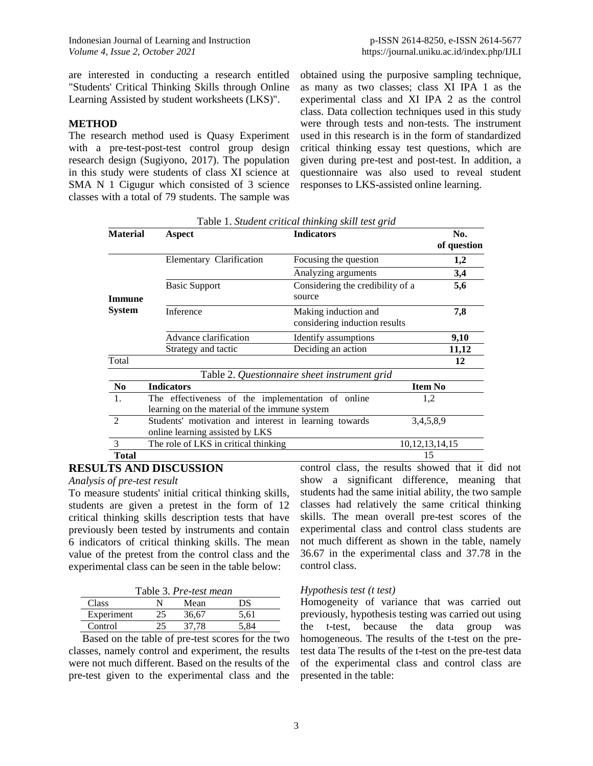are interested in conducting a research entitled "Students' Critical Thinking Skills through Online Learning Assisted by student worksheets (LKS)".

## METHOD

The research method used is Quasy Experiment with a pre-test-post-test control group design research design (Sugiyono, 2017). The population in this study were students of class XI science at SMA N 1 Cigugur which consisted of 3 science classes with a total of 79 students. The sample was obtained using the purposive sampling technique, as many as two classes; class XI IPA 1 as the experimental class and XI IPA 2 as the control class. Data collection techniques used in this study were through tests and non-tests. The instrument used in this research is in the form of standardized critical thinking essay test questions, which are given during pre-test and post-test. In addition, a questionnaire was also used to reveal student responses to LKS-assisted online learning.

Table 1. *Student critical thinking skill test grid*

| **Material** | **Aspect** | **Indicators** | **No. of question** |
|---|---|---|---|
| **Immune System** | Elementary Clarification | Focusing the question | **1,2** |
| | | Analyzing arguments | **3,4** |
| | Basic Support | Considering the credibility of a source | **5,6** |
| | Inference | Making induction and considering induction results | **7,8** |
| | Advance clarification | Identify assumptions | **9,10** |
| | Strategy and tactic | Deciding an action | **11,12** |
| Total | | | **12** |

Table 2. *Questionnaire sheet instrument grid*

| **No** | **Indicators** | **Item No** |
|---|---|---|
| 1. | The effectiveness of the implementation of online learning on the material of the immune system | 1,2 |
| 2 | Students' motivation and interest in learning towards online learning assisted by LKS | 3,4,5,8,9 |
| 3 | The role of LKS in critical thinking | 10,12,13,14,15 |
| **Total** | | 15 |

## RESULTS AND DISCUSSION

*Analysis of pre-test result*

To measure students' initial critical thinking skills, students are given a pretest in the form of 12 critical thinking skills description tests that have previously been tested by instruments and contain 6 indicators of critical thinking skills. The mean value of the pretest from the control class and the experimental class can be seen in the table below:

Table 3. *Pre-test mean*

| Class | N | Mean | DS |
|---|---|---|---|
| Experiment | 25 | 36,67 | 5,61 |
| Control | 25 | 37,78 | 5,84 |

Based on the table of pre-test scores for the two classes, namely control and experiment, the results were not much different. Based on the results of the pre-test given to the experimental class and the control class, the results showed that it did not show a significant difference, meaning that students had the same initial ability, the two sample classes had relatively the same critical thinking skills. The mean overall pre-test scores of the experimental class and control class students are not much different as shown in the table, namely 36.67 in the experimental class and 37.78 in the control class.

*Hypothesis test (t test)*

Homogeneity of variance that was carried out previously, hypothesis testing was carried out using the t-test, because the data group was homogeneous. The results of the t-test on the pre-test data The results of the t-test on the pre-test data of the experimental class and control class are presented in the table: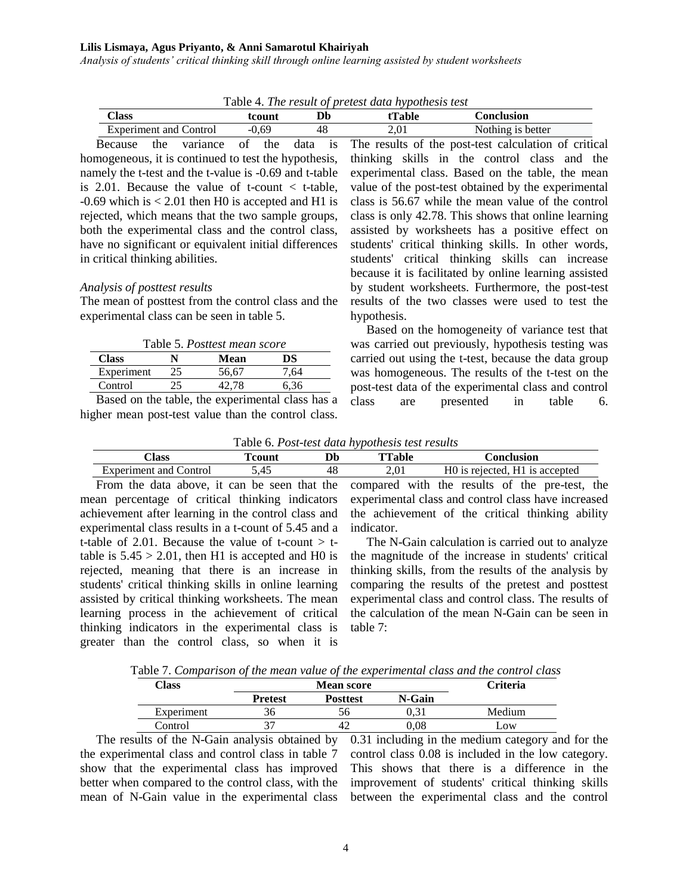Table 4. *The result of pretest data hypothesis test*

| Class | tcount | Db | tTable | Conclusion |
|---|---|---|---|---|
| Experiment and Control | -0,69 | 48 | 2,01 | Nothing is better |

Because the variance of the data is homogeneous, it is continued to test the hypothesis, namely the t-test and the t-value is -0.69 and t-table is 2.01. Because the value of t-count < t-table, -0.69 which is < 2.01 then H0 is accepted and H1 is rejected, which means that the two sample groups, both the experimental class and the control class, have no significant or equivalent initial differences in critical thinking abilities.

*Analysis of posttest results*

The mean of posttest from the control class and the experimental class can be seen in table 5.

Table 5. *Posttest mean score*

| Class | N | Mean | DS |
|---|---|---|---|
| Experiment | 25 | 56,67 | 7,64 |
| Control | 25 | 42,78 | 6,36 |

Based on the table, the experimental class has a higher mean post-test value than the control class. The results of the post-test calculation of critical thinking skills in the control class and the experimental class. Based on the table, the mean value of the post-test obtained by the experimental class is 56.67 while the mean value of the control class is only 42.78. This shows that online learning assisted by worksheets has a positive effect on students' critical thinking skills. In other words, students' critical thinking skills can increase because it is facilitated by online learning assisted by student worksheets. Furthermore, the post-test results of the two classes were used to test the hypothesis.

Based on the homogeneity of variance test that was carried out previously, hypothesis testing was carried out using the t-test, because the data group was homogeneous. The results of the t-test on the post-test data of the experimental class and control class are presented in table 6.

Table 6. *Post-test data hypothesis test results*

| Class | Tcount | Db | TTable | Conclusion |
|---|---|---|---|---|
| Experiment and Control | 5,45 | 48 | 2,01 | H0 is rejected, H1 is accepted |

From the data above, it can be seen that the mean percentage of critical thinking indicators achievement after learning in the control class and experimental class results in a t-count of 5.45 and a t-table of 2.01. Because the value of t-count > t-table is 5.45 > 2.01, then H1 is accepted and H0 is rejected, meaning that there is an increase in students' critical thinking skills in online learning assisted by critical thinking worksheets. The mean learning process in the achievement of critical thinking indicators in the experimental class is greater than the control class, so when it is compared with the results of the pre-test, the experimental class and control class have increased the achievement of the critical thinking ability indicator.

The N-Gain calculation is carried out to analyze the magnitude of the increase in students' critical thinking skills, from the results of the analysis by comparing the results of the pretest and posttest experimental class and control class. The results of the calculation of the mean N-Gain can be seen in table 7:

Table 7. *Comparison of the mean value of the experimental class and the control class*

| Class | Mean score | | | Criteria |
|---|---|---|---|---|
| | Pretest | Posttest | N-Gain | |
| Experiment | 36 | 56 | 0,31 | Medium |
| Control | 37 | 42 | 0,08 | Low |

The results of the N-Gain analysis obtained by the experimental class and control class in table 7 show that the experimental class has improved better when compared to the control class, with the mean of N-Gain value in the experimental class 0.31 including in the medium category and for the control class 0.08 is included in the low category. This shows that there is a difference in the improvement of students' critical thinking skills between the experimental class and the control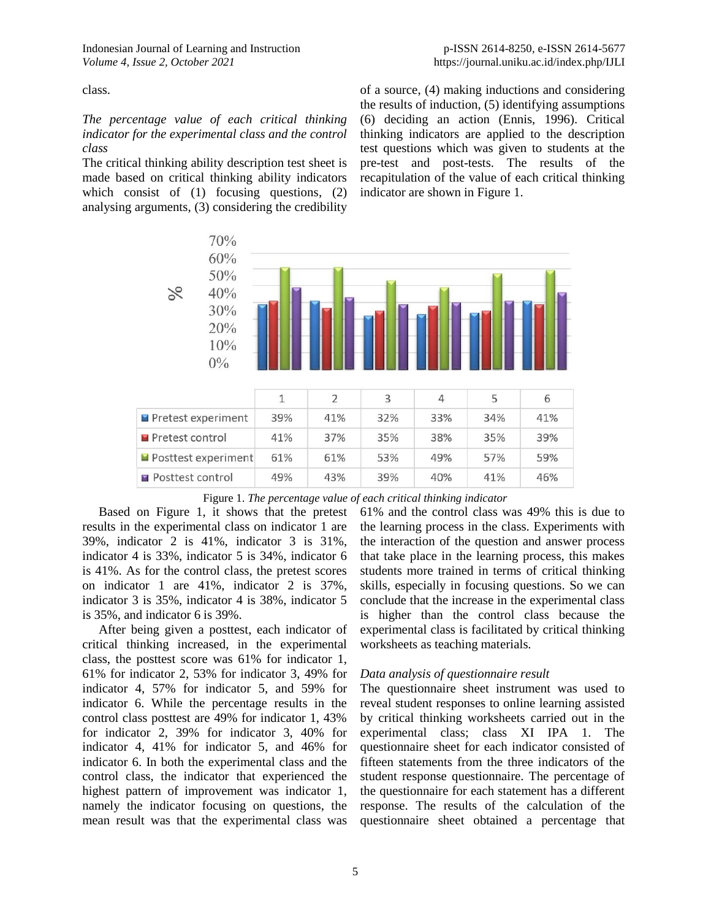class.

*The percentage value of each critical thinking indicator for the experimental class and the control class*

The critical thinking ability description test sheet is made based on critical thinking ability indicators which consist of (1) focusing questions, (2) analysing arguments, (3) considering the credibility of a source, (4) making inductions and considering the results of induction, (5) identifying assumptions (6) deciding an action (Ennis, 1996). Critical thinking indicators are applied to the description test questions which was given to students at the pre-test and post-tests. The results of the recapitulation of the value of each critical thinking indicator are shown in Figure 1.

| | 1 | 2 | 3 | 4 | 5 | 6 |
|---|---|---|---|---|---|---|
| Pretest experiment | 39% | 41% | 32% | 33% | 34% | 41% |
| Pretest control | 41% | 37% | 35% | 38% | 35% | 39% |
| Posttest experiment | 61% | 61% | 53% | 49% | 57% | 59% |
| Posttest control | 49% | 43% | 39% | 40% | 41% | 46% |

Figure 1. *The percentage value of each critical thinking indicator*

Based on Figure 1, it shows that the pretest results in the experimental class on indicator 1 are 39%, indicator 2 is 41%, indicator 3 is 31%, indicator 4 is 33%, indicator 5 is 34%, indicator 6 is 41%. As for the control class, the pretest scores on indicator 1 are 41%, indicator 2 is 37%, indicator 3 is 35%, indicator 4 is 38%, indicator 5 is 35%, and indicator 6 is 39%.

After being given a posttest, each indicator of critical thinking increased, in the experimental class, the posttest score was 61% for indicator 1, 61% for indicator 2, 53% for indicator 3, 49% for indicator 4, 57% for indicator 5, and 59% for indicator 6. While the percentage results in the control class posttest are 49% for indicator 1, 43% for indicator 2, 39% for indicator 3, 40% for indicator 4, 41% for indicator 5, and 46% for indicator 6. In both the experimental class and the control class, the indicator that experienced the highest pattern of improvement was indicator 1, namely the indicator focusing on questions, the mean result was that the experimental class was 61% and the control class was 49% this is due to the learning process in the class. Experiments with the interaction of the question and answer process that take place in the learning process, this makes students more trained in terms of critical thinking skills, especially in focusing questions. So we can conclude that the increase in the experimental class is higher than the control class because the experimental class is facilitated by critical thinking worksheets as teaching materials.

*Data analysis of questionnaire result*

The questionnaire sheet instrument was used to reveal student responses to online learning assisted by critical thinking worksheets carried out in the experimental class; class XI IPA 1. The questionnaire sheet for each indicator consisted of fifteen statements from the three indicators of the student response questionnaire. The percentage of the questionnaire for each statement has a different response. The results of the calculation of the questionnaire sheet obtained a percentage that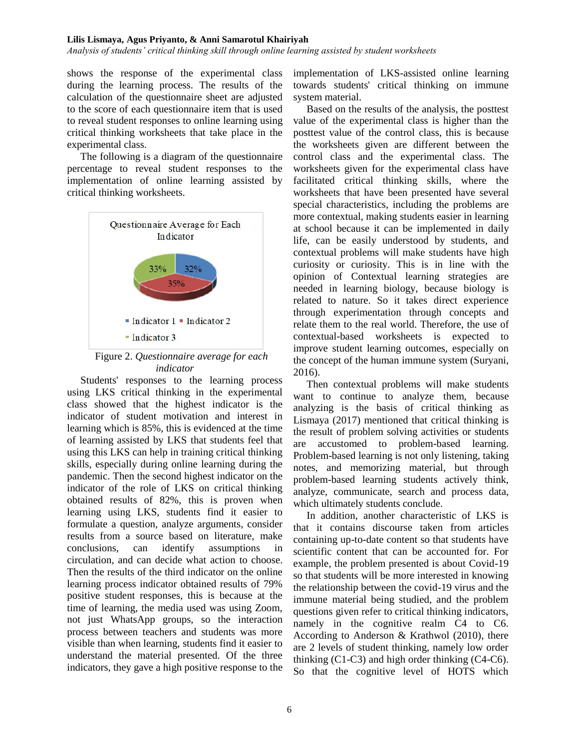shows the response of the experimental class during the learning process. The results of the calculation of the questionnaire sheet are adjusted to the score of each questionnaire item that is used to reveal student responses to online learning using critical thinking worksheets that take place in the experimental class.

The following is a diagram of the questionnaire percentage to reveal student responses to the implementation of online learning assisted by critical thinking worksheets.

Questionnaire Average for Each Indicator

33% 32% 35%

Indicator 1 Indicator 2 Indicator 3

Figure 2. *Questionnaire average for each indicator*

Students' responses to the learning process using LKS critical thinking in the experimental class showed that the highest indicator is the indicator of student motivation and interest in learning which is 85%, this is evidenced at the time of learning assisted by LKS that students feel that using this LKS can help in training critical thinking skills, especially during online learning during the pandemic. Then the second highest indicator on the indicator of the role of LKS on critical thinking obtained results of 82%, this is proven when learning using LKS, students find it easier to formulate a question, analyze arguments, consider results from a source based on literature, make conclusions, can identify assumptions in circulation, and can decide what action to choose. Then the results of the third indicator on the online learning process indicator obtained results of 79% positive student responses, this is because at the time of learning, the media used was using Zoom, not just WhatsApp groups, so the interaction process between teachers and students was more visible than when learning, students find it easier to understand the material presented. Of the three indicators, they gave a high positive response to the implementation of LKS-assisted online learning towards students' critical thinking on immune system material.

Based on the results of the analysis, the posttest value of the experimental class is higher than the posttest value of the control class, this is because the worksheets given are different between the control class and the experimental class. The worksheets given for the experimental class have facilitated critical thinking skills, where the worksheets that have been presented have several special characteristics, including the problems are more contextual, making students easier in learning at school because it can be implemented in daily life, can be easily understood by students, and contextual problems will make students have high curiosity or curiosity. This is in line with the opinion of Contextual learning strategies are needed in learning biology, because biology is related to nature. So it takes direct experience through experimentation through concepts and relate them to the real world. Therefore, the use of contextual-based worksheets is expected to improve student learning outcomes, especially on the concept of the human immune system (Suryani, 2016).

Then contextual problems will make students want to continue to analyze them, because analyzing is the basis of critical thinking as Lismaya (2017) mentioned that critical thinking is the result of problem solving activities or students are accustomed to problem-based learning. Problem-based learning is not only listening, taking notes, and memorizing material, but through problem-based learning students actively think, analyze, communicate, search and process data, which ultimately students conclude.

In addition, another characteristic of LKS is that it contains discourse taken from articles containing up-to-date content so that students have scientific content that can be accounted for. For example, the problem presented is about Covid-19 so that students will be more interested in knowing the relationship between the covid-19 virus and the immune material being studied, and the problem questions given refer to critical thinking indicators, namely in the cognitive realm C4 to C6. According to Anderson & Krathwol (2010), there are 2 levels of student thinking, namely low order thinking (C1-C3) and high order thinking (C4-C6). So that the cognitive level of HOTS which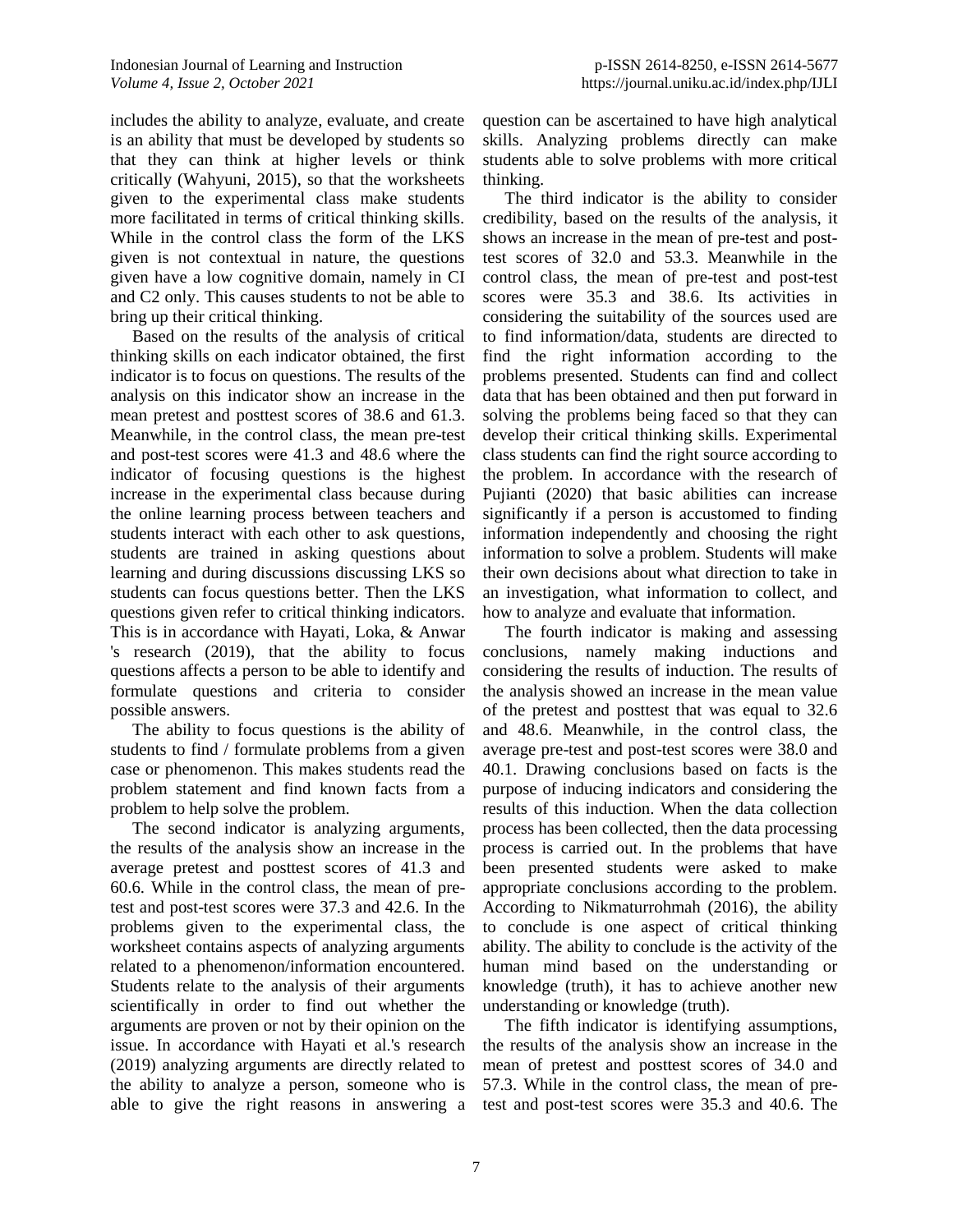includes the ability to analyze, evaluate, and create is an ability that must be developed by students so that they can think at higher levels or think critically (Wahyuni, 2015), so that the worksheets given to the experimental class make students more facilitated in terms of critical thinking skills. While in the control class the form of the LKS given is not contextual in nature, the questions given have a low cognitive domain, namely in CI and C2 only. This causes students to not be able to bring up their critical thinking.

Based on the results of the analysis of critical thinking skills on each indicator obtained, the first indicator is to focus on questions. The results of the analysis on this indicator show an increase in the mean pretest and posttest scores of 38.6 and 61.3. Meanwhile, in the control class, the mean pre-test and post-test scores were 41.3 and 48.6 where the indicator of focusing questions is the highest increase in the experimental class because during the online learning process between teachers and students interact with each other to ask questions, students are trained in asking questions about learning and during discussions discussing LKS so students can focus questions better. Then the LKS questions given refer to critical thinking indicators. This is in accordance with Hayati, Loka, & Anwar 's research (2019), that the ability to focus questions affects a person to be able to identify and formulate questions and criteria to consider possible answers.

The ability to focus questions is the ability of students to find / formulate problems from a given case or phenomenon. This makes students read the problem statement and find known facts from a problem to help solve the problem.

The second indicator is analyzing arguments, the results of the analysis show an increase in the average pretest and posttest scores of 41.3 and 60.6. While in the control class, the mean of pre-test and post-test scores were 37.3 and 42.6. In the problems given to the experimental class, the worksheet contains aspects of analyzing arguments related to a phenomenon/information encountered. Students relate to the analysis of their arguments scientifically in order to find out whether the arguments are proven or not by their opinion on the issue. In accordance with Hayati et al.'s research (2019) analyzing arguments are directly related to the ability to analyze a person, someone who is able to give the right reasons in answering a question can be ascertained to have high analytical skills. Analyzing problems directly can make students able to solve problems with more critical thinking.

The third indicator is the ability to consider credibility, based on the results of the analysis, it shows an increase in the mean of pre-test and post-test scores of 32.0 and 53.3. Meanwhile in the control class, the mean of pre-test and post-test scores were 35.3 and 38.6. Its activities in considering the suitability of the sources used are to find information/data, students are directed to find the right information according to the problems presented. Students can find and collect data that has been obtained and then put forward in solving the problems being faced so that they can develop their critical thinking skills. Experimental class students can find the right source according to the problem. In accordance with the research of Pujianti (2020) that basic abilities can increase significantly if a person is accustomed to finding information independently and choosing the right information to solve a problem. Students will make their own decisions about what direction to take in an investigation, what information to collect, and how to analyze and evaluate that information.

The fourth indicator is making and assessing conclusions, namely making inductions and considering the results of induction. The results of the analysis showed an increase in the mean value of the pretest and posttest that was equal to 32.6 and 48.6. Meanwhile, in the control class, the average pre-test and post-test scores were 38.0 and 40.1. Drawing conclusions based on facts is the purpose of inducing indicators and considering the results of this induction. When the data collection process has been collected, then the data processing process is carried out. In the problems that have been presented students were asked to make appropriate conclusions according to the problem. According to Nikmaturrohmah (2016), the ability to conclude is one aspect of critical thinking ability. The ability to conclude is the activity of the human mind based on the understanding or knowledge (truth), it has to achieve another new understanding or knowledge (truth).

The fifth indicator is identifying assumptions, the results of the analysis show an increase in the mean of pretest and posttest scores of 34.0 and 57.3. While in the control class, the mean of pre-test and post-test scores were 35.3 and 40.6. The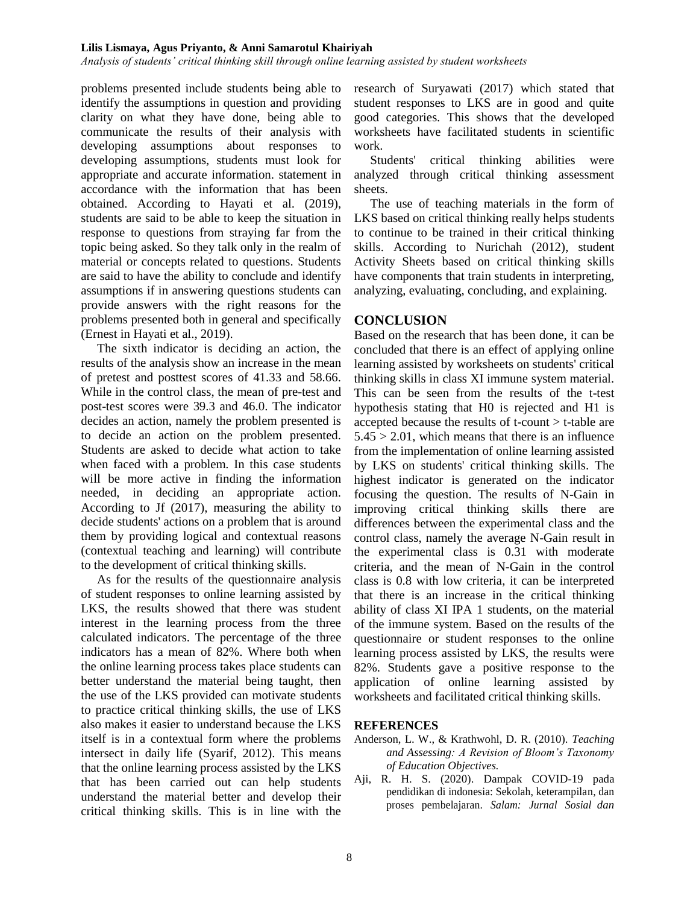problems presented include students being able to identify the assumptions in question and providing clarity on what they have done, being able to communicate the results of their analysis with developing assumptions about responses to developing assumptions, students must look for appropriate and accurate information. statement in accordance with the information that has been obtained. According to Hayati et al. (2019), students are said to be able to keep the situation in response to questions from straying far from the topic being asked. So they talk only in the realm of material or concepts related to questions. Students are said to have the ability to conclude and identify assumptions if in answering questions students can provide answers with the right reasons for the problems presented both in general and specifically (Ernest in Hayati et al., 2019).

The sixth indicator is deciding an action, the results of the analysis show an increase in the mean of pretest and posttest scores of 41.33 and 58.66. While in the control class, the mean of pre-test and post-test scores were 39.3 and 46.0. The indicator decides an action, namely the problem presented is to decide an action on the problem presented. Students are asked to decide what action to take when faced with a problem. In this case students will be more active in finding the information needed, in deciding an appropriate action. According to Jf (2017), measuring the ability to decide students' actions on a problem that is around them by providing logical and contextual reasons (contextual teaching and learning) will contribute to the development of critical thinking skills.

As for the results of the questionnaire analysis of student responses to online learning assisted by LKS, the results showed that there was student interest in the learning process from the three calculated indicators. The percentage of the three indicators has a mean of 82%. Where both when the online learning process takes place students can better understand the material being taught, then the use of the LKS provided can motivate students to practice critical thinking skills, the use of LKS also makes it easier to understand because the LKS itself is in a contextual form where the problems intersect in daily life (Syarif, 2012). This means that the online learning process assisted by the LKS that has been carried out can help students understand the material better and develop their critical thinking skills. This is in line with the research of Suryawati (2017) which stated that student responses to LKS are in good and quite good categories. This shows that the developed worksheets have facilitated students in scientific work.

Students' critical thinking abilities were analyzed through critical thinking assessment sheets.

The use of teaching materials in the form of LKS based on critical thinking really helps students to continue to be trained in their critical thinking skills. According to Nurichah (2012), student Activity Sheets based on critical thinking skills have components that train students in interpreting, analyzing, evaluating, concluding, and explaining.

## CONCLUSION

Based on the research that has been done, it can be concluded that there is an effect of applying online learning assisted by worksheets on students' critical thinking skills in class XI immune system material. This can be seen from the results of the t-test hypothesis stating that H0 is rejected and H1 is accepted because the results of t-count > t-table are $5.45 > 2.01$, which means that there is an influence from the implementation of online learning assisted by LKS on students' critical thinking skills. The highest indicator is generated on the indicator focusing the question. The results of N-Gain in improving critical thinking skills there are differences between the experimental class and the control class, namely the average N-Gain result in the experimental class is 0.31 with moderate criteria, and the mean of N-Gain in the control class is 0.8 with low criteria, it can be interpreted that there is an increase in the critical thinking ability of class XI IPA 1 students, on the material of the immune system. Based on the results of the questionnaire or student responses to the online learning process assisted by LKS, the results were 82%. Students gave a positive response to the application of online learning assisted by worksheets and facilitated critical thinking skills.

## REFERENCES

Anderson, L. W., & Krathwohl, D. R. (2010). *Teaching and Assessing: A Revision of Bloom's Taxonomy of Education Objectives.*

Aji, R. H. S. (2020). Dampak COVID-19 pada pendidikan di indonesia: Sekolah, keterampilan, dan proses pembelajaran. *Salam: Jurnal Sosial dan*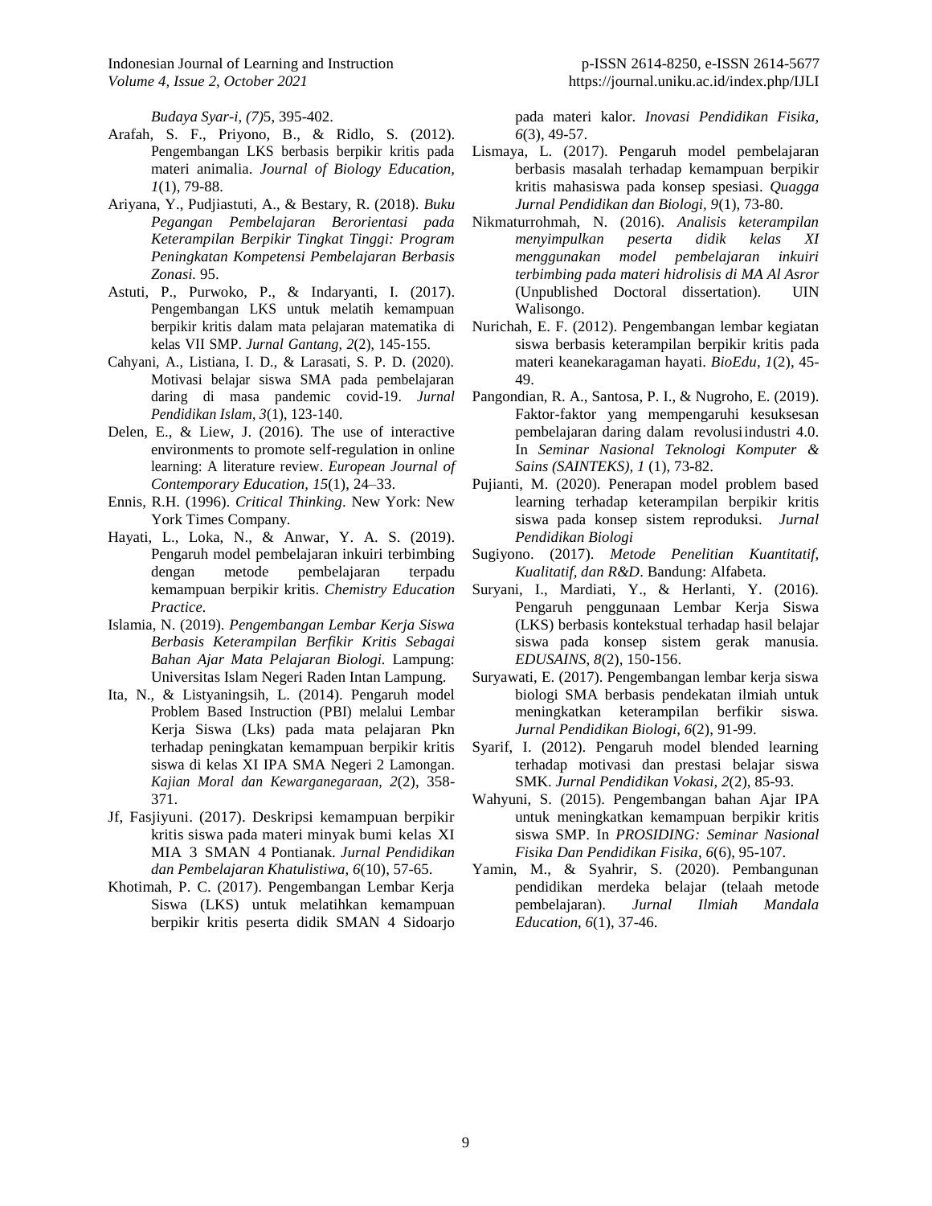*Budaya Syar-i, (7)*5, 395-402.

Arafah, S. F., Priyono, B., & Ridlo, S. (2012). Pengembangan LKS berbasis berpikir kritis pada materi animalia. *Journal of Biology Education, 1*(1), 79-88.

Ariyana, Y., Pudjiastuti, A., & Bestary, R. (2018). *Buku Pegangan Pembelajaran Berorientasi pada Keterampilan Berpikir Tingkat Tinggi: Program Peningkatan Kompetensi Pembelajaran Berbasis Zonasi.* 95.

Astuti, P., Purwoko, P., & Indaryanti, I. (2017). Pengembangan LKS untuk melatih kemampuan berpikir kritis dalam mata pelajaran matematika di kelas VII SMP. *Jurnal Gantang, 2*(2), 145-155.

Cahyani, A., Listiana, I. D., & Larasati, S. P. D. (2020). Motivasi belajar siswa SMA pada pembelajaran daring di masa pandemic covid-19. *Jurnal Pendidikan Islam, 3*(1), 123-140.

Delen, E., & Liew, J. (2016). The use of interactive environments to promote self-regulation in online learning: A literature review. *European Journal of Contemporary Education, 15*(1), 24–33.

Ennis, R.H. (1996). *Critical Thinking*. New York: New York Times Company.

Hayati, L., Loka, N., & Anwar, Y. A. S. (2019). Pengaruh model pembelajaran inkuiri terbimbing dengan metode pembelajaran terpadu kemampuan berpikir kritis. *Chemistry Education Practice.*

Islamia, N. (2019). *Pengembangan Lembar Kerja Siswa Berbasis Keterampilan Berfikir Kritis Sebagai Bahan Ajar Mata Pelajaran Biologi.* Lampung: Universitas Islam Negeri Raden Intan Lampung.

Ita, N., & Listyaningsih, L. (2014). Pengaruh model Problem Based Instruction (PBI) melalui Lembar Kerja Siswa (Lks) pada mata pelajaran Pkn terhadap peningkatan kemampuan berpikir kritis siswa di kelas XI IPA SMA Negeri 2 Lamongan. *Kajian Moral dan Kewarganegaraan, 2*(2), 358-371.

Jf, Fasjiyuni. (2017). Deskripsi kemampuan berpikir kritis siswa pada materi minyak bumi kelas XI MIA 3 SMAN 4 Pontianak. *Jurnal Pendidikan dan Pembelajaran Khatulistiwa, 6*(10), 57-65.

Khotimah, P. C. (2017). Pengembangan Lembar Kerja Siswa (LKS) untuk melatihkan kemampuan berpikir kritis peserta didik SMAN 4 Sidoarjo pada materi kalor. *Inovasi Pendidikan Fisika, 6*(3), 49-57.

Lismaya, L. (2017). Pengaruh model pembelajaran berbasis masalah terhadap kemampuan berpikir kritis mahasiswa pada konsep spesiasi. *Quagga Jurnal Pendidikan dan Biologi, 9*(1), 73-80.

Nikmaturrohmah, N. (2016). *Analisis keterampilan menyimpulkan peserta didik kelas XI menggunakan model pembelajaran inkuiri terbimbing pada materi hidrolisis di MA Al Asror* (Unpublished Doctoral dissertation). UIN Walisongo.

Nurichah, E. F. (2012). Pengembangan lembar kegiatan siswa berbasis keterampilan berpikir kritis pada materi keanekaragaman hayati. *BioEdu*, *1*(2), 45-49.

Pangondian, R. A., Santosa, P. I., & Nugroho, E. (2019). Faktor-faktor yang mempengaruhi kesuksesan pembelajaran daring dalam revolusiindustri 4.0. In *Seminar Nasional Teknologi Komputer & Sains (SAINTEKS), 1* (1), 73-82.

Pujianti, M. (2020). Penerapan model problem based learning terhadap keterampilan berpikir kritis siswa pada konsep sistem reproduksi. *Jurnal Pendidikan Biologi*

Sugiyono. (2017). *Metode Penelitian Kuantitatif, Kualitatif, dan R&D*. Bandung: Alfabeta.

Suryani, I., Mardiati, Y., & Herlanti, Y. (2016). Pengaruh penggunaan Lembar Kerja Siswa (LKS) berbasis kontekstual terhadap hasil belajar siswa pada konsep sistem gerak manusia. *EDUSAINS*, *8*(2), 150-156.

Suryawati, E. (2017). Pengembangan lembar kerja siswa biologi SMA berbasis pendekatan ilmiah untuk meningkatkan keterampilan berfikir siswa. *Jurnal Pendidikan Biologi*, *6*(2), 91-99.

Syarif, I. (2012). Pengaruh model blended learning terhadap motivasi dan prestasi belajar siswa SMK. *Jurnal Pendidikan Vokasi*, *2*(2), 85-93.

Wahyuni, S. (2015). Pengembangan bahan Ajar IPA untuk meningkatkan kemampuan berpikir kritis siswa SMP. In *PROSIDING: Seminar Nasional Fisika Dan Pendidikan Fisika, 6*(6), 95-107.

Yamin, M., & Syahrir, S. (2020). Pembangunan pendidikan merdeka belajar (telaah metode pembelajaran). *Jurnal Ilmiah Mandala Education*, *6*(1), 37-46.